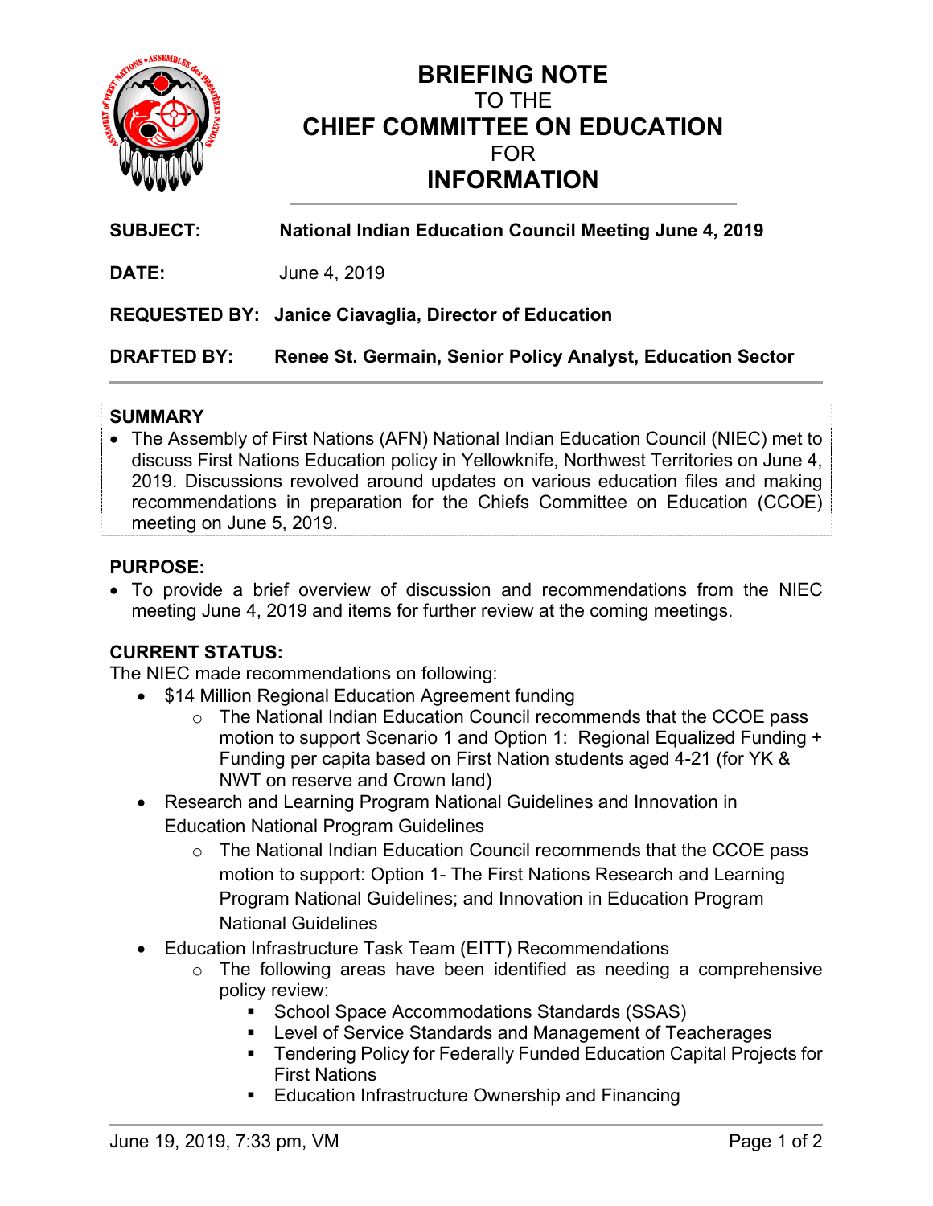# BRIEFING NOTE
TO THE
# CHIEF COMMITTEE ON EDUCATION
FOR
# INFORMATION

**SUBJECT:** **National Indian Education Council Meeting June 4, 2019**

**DATE:** June 4, 2019

**REQUESTED BY:** **Janice Ciavaglia, Director of Education**

**DRAFTED BY:** **Renee St. Germain, Senior Policy Analyst, Education Sector**

## SUMMARY

- The Assembly of First Nations (AFN) National Indian Education Council (NIEC) met to discuss First Nations Education policy in Yellowknife, Northwest Territories on June 4, 2019. Discussions revolved around updates on various education files and making recommendations in preparation for the Chiefs Committee on Education (CCOE) meeting on June 5, 2019.

## PURPOSE:

- To provide a brief overview of discussion and recommendations from the NIEC meeting June 4, 2019 and items for further review at the coming meetings.

## CURRENT STATUS:

The NIEC made recommendations on following:

- $14 Million Regional Education Agreement funding
  - The National Indian Education Council recommends that the CCOE pass motion to support Scenario 1 and Option 1: Regional Equalized Funding + Funding per capita based on First Nation students aged 4-21 (for YK & NWT on reserve and Crown land)
- Research and Learning Program National Guidelines and Innovation in Education National Program Guidelines
  - The National Indian Education Council recommends that the CCOE pass motion to support: Option 1- The First Nations Research and Learning Program National Guidelines; and Innovation in Education Program National Guidelines
- Education Infrastructure Task Team (EITT) Recommendations
  - The following areas have been identified as needing a comprehensive policy review:
    - School Space Accommodations Standards (SSAS)
    - Level of Service Standards and Management of Teacherages
    - Tendering Policy for Federally Funded Education Capital Projects for First Nations
    - Education Infrastructure Ownership and Financing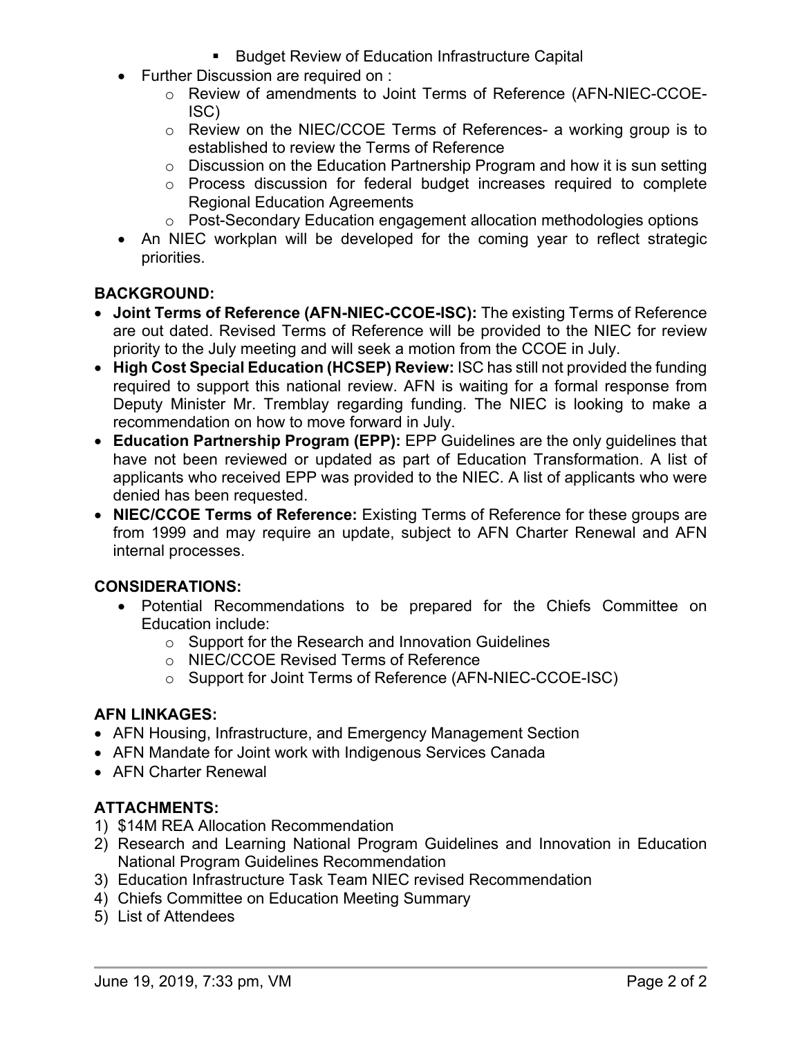- Budget Review of Education Infrastructure Capital
- Further Discussion are required on :
    - Review of amendments to Joint Terms of Reference (AFN-NIEC-CCOE-ISC)
    - Review on the NIEC/CCOE Terms of References- a working group is to established to review the Terms of Reference
    - Discussion on the Education Partnership Program and how it is sun setting
    - Process discussion for federal budget increases required to complete Regional Education Agreements
    - Post-Secondary Education engagement allocation methodologies options
- An NIEC workplan will be developed for the coming year to reflect strategic priorities.

## BACKGROUND:

- **Joint Terms of Reference (AFN-NIEC-CCOE-ISC):** The existing Terms of Reference are out dated. Revised Terms of Reference will be provided to the NIEC for review priority to the July meeting and will seek a motion from the CCOE in July.
- **High Cost Special Education (HCSEP) Review:** ISC has still not provided the funding required to support this national review. AFN is waiting for a formal response from Deputy Minister Mr. Tremblay regarding funding. The NIEC is looking to make a recommendation on how to move forward in July.
- **Education Partnership Program (EPP):** EPP Guidelines are the only guidelines that have not been reviewed or updated as part of Education Transformation. A list of applicants who received EPP was provided to the NIEC. A list of applicants who were denied has been requested.
- **NIEC/CCOE Terms of Reference:** Existing Terms of Reference for these groups are from 1999 and may require an update, subject to AFN Charter Renewal and AFN internal processes.

## CONSIDERATIONS:

- Potential Recommendations to be prepared for the Chiefs Committee on Education include:
    - Support for the Research and Innovation Guidelines
    - NIEC/CCOE Revised Terms of Reference
    - Support for Joint Terms of Reference (AFN-NIEC-CCOE-ISC)

## AFN LINKAGES:

- AFN Housing, Infrastructure, and Emergency Management Section
- AFN Mandate for Joint work with Indigenous Services Canada
- AFN Charter Renewal

## ATTACHMENTS:

1) $14M REA Allocation Recommendation
2) Research and Learning National Program Guidelines and Innovation in Education National Program Guidelines Recommendation
3) Education Infrastructure Task Team NIEC revised Recommendation
4) Chiefs Committee on Education Meeting Summary
5) List of Attendees

June 19, 2019, 7:33 pm, VM